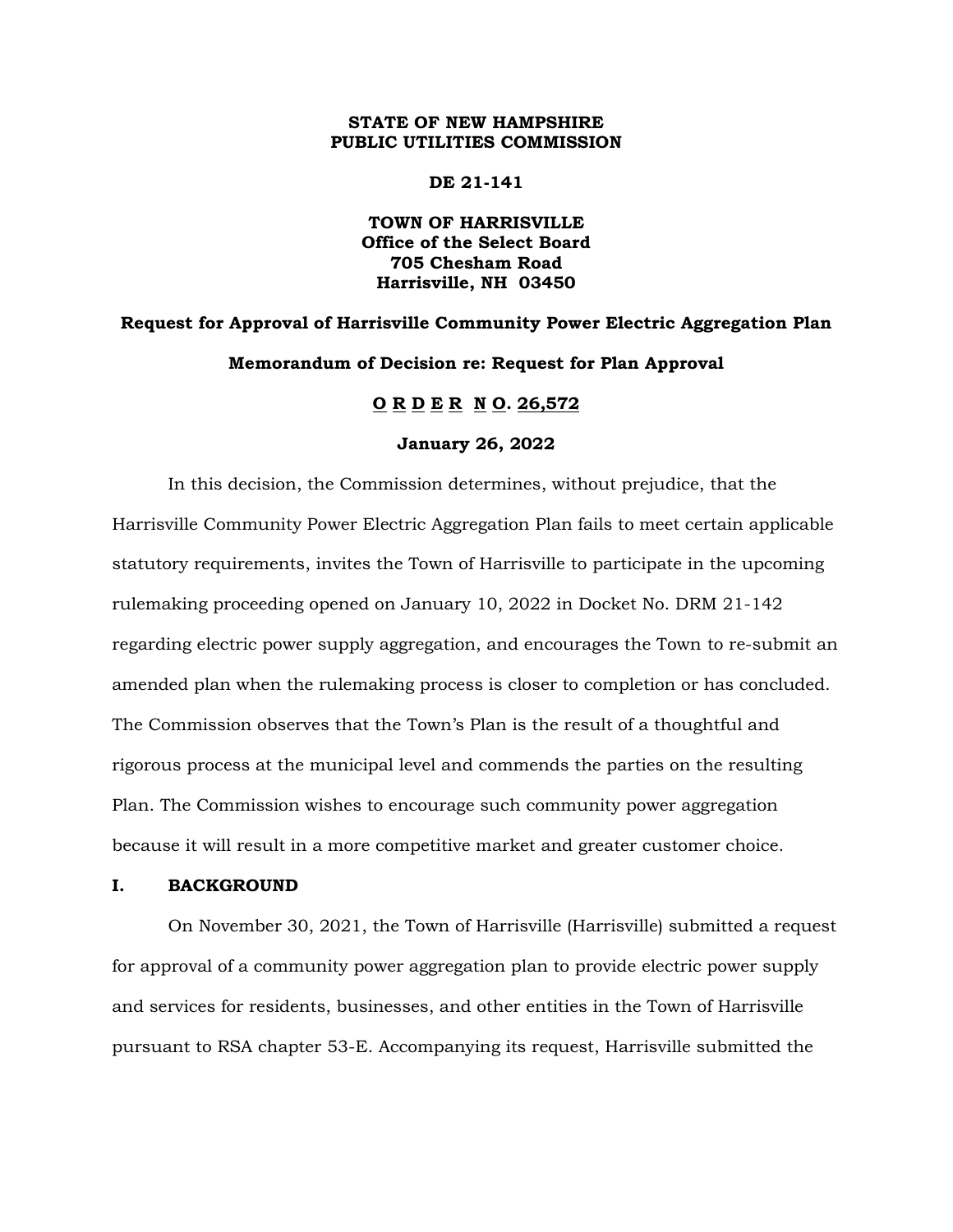**STATE OF NEW HAMPSHIRE**
**PUBLIC UTILITIES COMMISSION**

**DE 21-141**

**TOWN OF HARRISVILLE**
**Office of the Select Board**
**705 Chesham Road**
**Harrisville, NH 03450**

**Request for Approval of Harrisville Community Power Electric Aggregation Plan**

**Memorandum of Decision re: Request for Plan Approval**

**O R D E R N O. 26,572**

**January 26, 2022**

In this decision, the Commission determines, without prejudice, that the Harrisville Community Power Electric Aggregation Plan fails to meet certain applicable statutory requirements, invites the Town of Harrisville to participate in the upcoming rulemaking proceeding opened on January 10, 2022 in Docket No. DRM 21-142 regarding electric power supply aggregation, and encourages the Town to re-submit an amended plan when the rulemaking process is closer to completion or has concluded. The Commission observes that the Town's Plan is the result of a thoughtful and rigorous process at the municipal level and commends the parties on the resulting Plan. The Commission wishes to encourage such community power aggregation because it will result in a more competitive market and greater customer choice.

## I. BACKGROUND

On November 30, 2021, the Town of Harrisville (Harrisville) submitted a request for approval of a community power aggregation plan to provide electric power supply and services for residents, businesses, and other entities in the Town of Harrisville pursuant to RSA chapter 53-E. Accompanying its request, Harrisville submitted the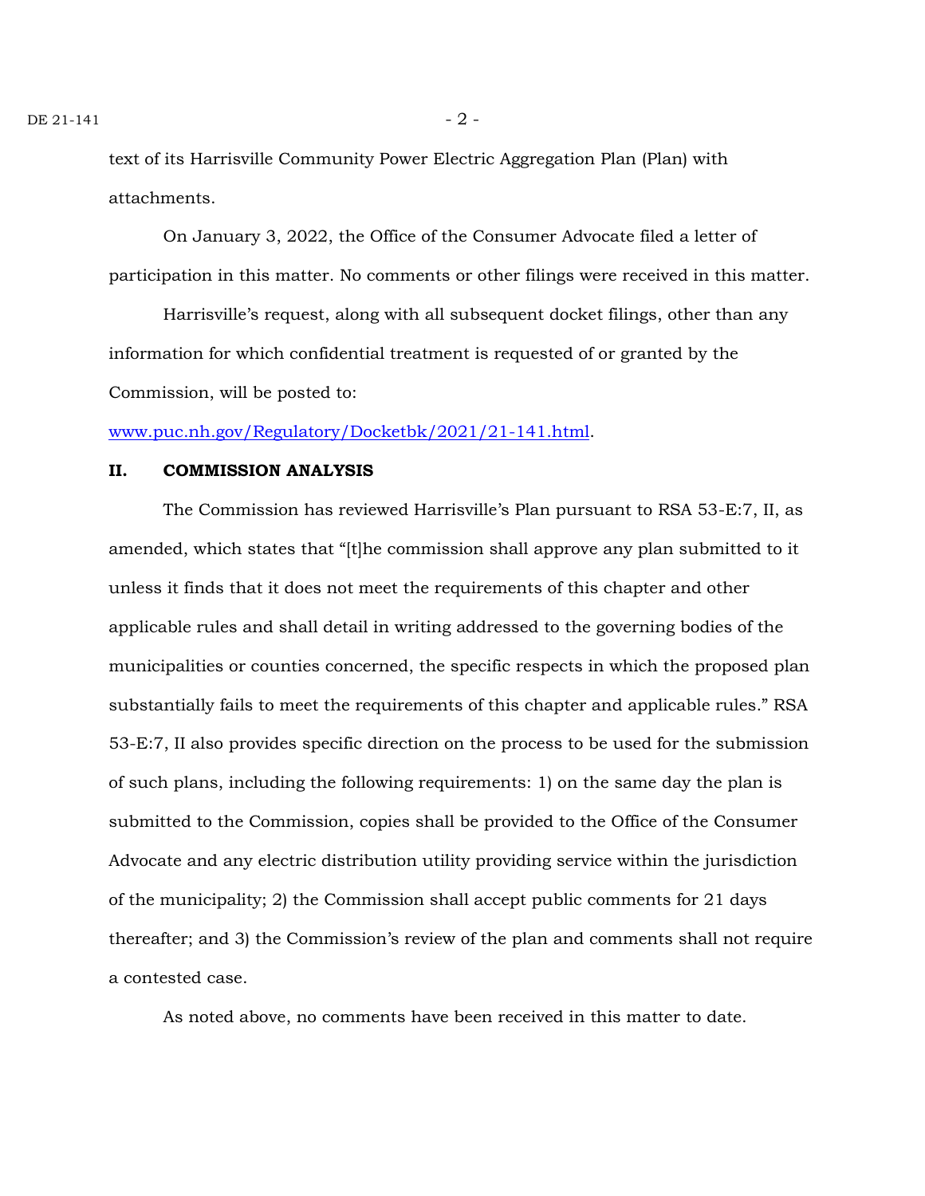text of its Harrisville Community Power Electric Aggregation Plan (Plan) with attachments.

On January 3, 2022, the Office of the Consumer Advocate filed a letter of participation in this matter. No comments or other filings were received in this matter.

Harrisville's request, along with all subsequent docket filings, other than any information for which confidential treatment is requested of or granted by the Commission, will be posted to:

[www.puc.nh.gov/Regulatory/Docketbk/2021/21-141.html](www.puc.nh.gov/Regulatory/Docketbk/2021/21-141.html).

## II. COMMISSION ANALYSIS

The Commission has reviewed Harrisville's Plan pursuant to RSA 53-E:7, II, as amended, which states that "[t]he commission shall approve any plan submitted to it unless it finds that it does not meet the requirements of this chapter and other applicable rules and shall detail in writing addressed to the governing bodies of the municipalities or counties concerned, the specific respects in which the proposed plan substantially fails to meet the requirements of this chapter and applicable rules." RSA 53-E:7, II also provides specific direction on the process to be used for the submission of such plans, including the following requirements: 1) on the same day the plan is submitted to the Commission, copies shall be provided to the Office of the Consumer Advocate and any electric distribution utility providing service within the jurisdiction of the municipality; 2) the Commission shall accept public comments for 21 days thereafter; and 3) the Commission's review of the plan and comments shall not require a contested case.

As noted above, no comments have been received in this matter to date.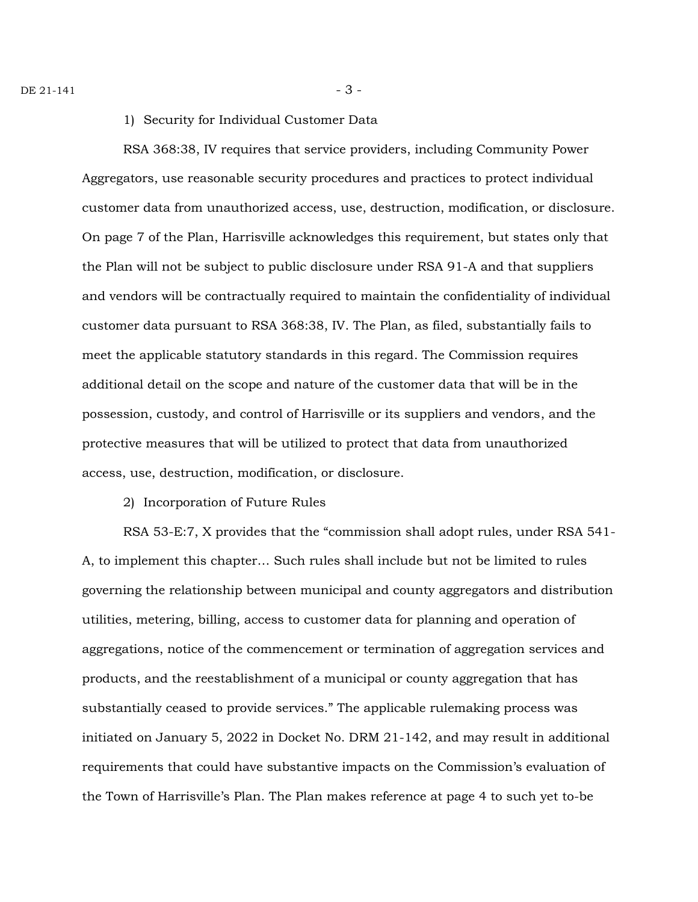1) Security for Individual Customer Data

RSA 368:38, IV requires that service providers, including Community Power Aggregators, use reasonable security procedures and practices to protect individual customer data from unauthorized access, use, destruction, modification, or disclosure. On page 7 of the Plan, Harrisville acknowledges this requirement, but states only that the Plan will not be subject to public disclosure under RSA 91-A and that suppliers and vendors will be contractually required to maintain the confidentiality of individual customer data pursuant to RSA 368:38, IV. The Plan, as filed, substantially fails to meet the applicable statutory standards in this regard. The Commission requires additional detail on the scope and nature of the customer data that will be in the possession, custody, and control of Harrisville or its suppliers and vendors, and the protective measures that will be utilized to protect that data from unauthorized access, use, destruction, modification, or disclosure.

2) Incorporation of Future Rules

RSA 53-E:7, X provides that the "commission shall adopt rules, under RSA 541-A, to implement this chapter… Such rules shall include but not be limited to rules governing the relationship between municipal and county aggregators and distribution utilities, metering, billing, access to customer data for planning and operation of aggregations, notice of the commencement or termination of aggregation services and products, and the reestablishment of a municipal or county aggregation that has substantially ceased to provide services." The applicable rulemaking process was initiated on January 5, 2022 in Docket No. DRM 21-142, and may result in additional requirements that could have substantive impacts on the Commission's evaluation of the Town of Harrisville's Plan. The Plan makes reference at page 4 to such yet to-be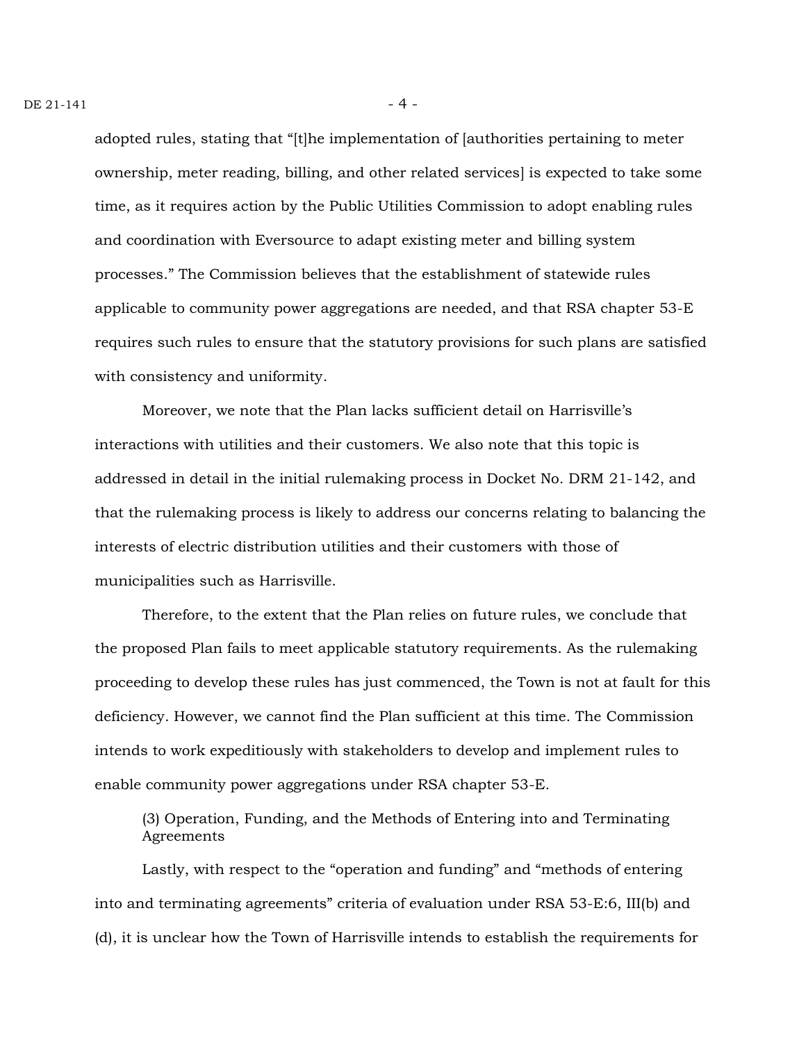adopted rules, stating that "[t]he implementation of [authorities pertaining to meter ownership, meter reading, billing, and other related services] is expected to take some time, as it requires action by the Public Utilities Commission to adopt enabling rules and coordination with Eversource to adapt existing meter and billing system processes." The Commission believes that the establishment of statewide rules applicable to community power aggregations are needed, and that RSA chapter 53-E requires such rules to ensure that the statutory provisions for such plans are satisfied with consistency and uniformity.

Moreover, we note that the Plan lacks sufficient detail on Harrisville's interactions with utilities and their customers. We also note that this topic is addressed in detail in the initial rulemaking process in Docket No. DRM 21-142, and that the rulemaking process is likely to address our concerns relating to balancing the interests of electric distribution utilities and their customers with those of municipalities such as Harrisville.

Therefore, to the extent that the Plan relies on future rules, we conclude that the proposed Plan fails to meet applicable statutory requirements. As the rulemaking proceeding to develop these rules has just commenced, the Town is not at fault for this deficiency. However, we cannot find the Plan sufficient at this time. The Commission intends to work expeditiously with stakeholders to develop and implement rules to enable community power aggregations under RSA chapter 53-E.

(3) Operation, Funding, and the Methods of Entering into and Terminating Agreements

Lastly, with respect to the "operation and funding" and "methods of entering into and terminating agreements" criteria of evaluation under RSA 53-E:6, III(b) and (d), it is unclear how the Town of Harrisville intends to establish the requirements for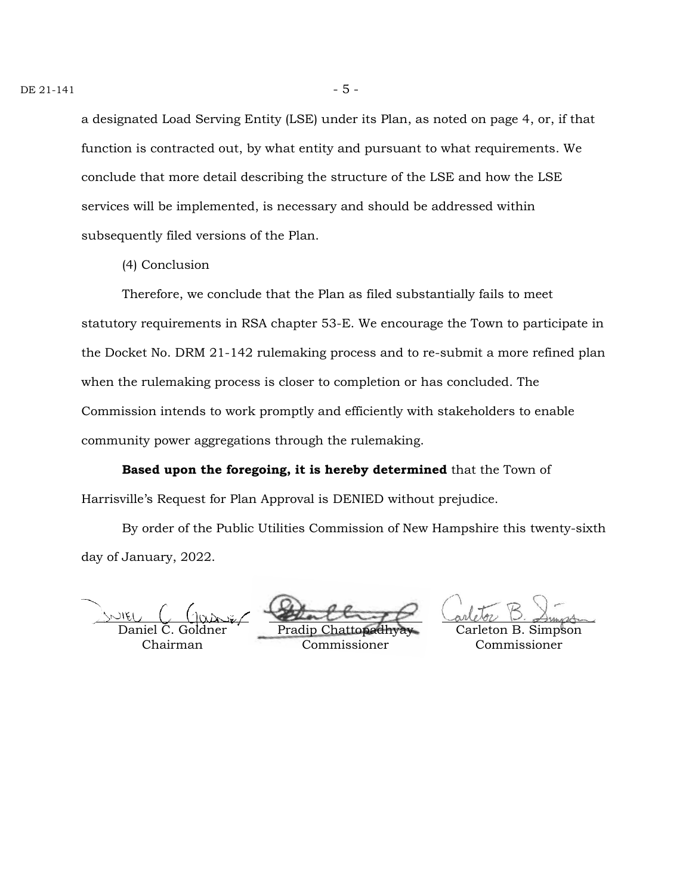a designated Load Serving Entity (LSE) under its Plan, as noted on page 4, or, if that function is contracted out, by what entity and pursuant to what requirements. We conclude that more detail describing the structure of the LSE and how the LSE services will be implemented, is necessary and should be addressed within subsequently filed versions of the Plan.

(4) Conclusion

Therefore, we conclude that the Plan as filed substantially fails to meet statutory requirements in RSA chapter 53-E. We encourage the Town to participate in the Docket No. DRM 21-142 rulemaking process and to re-submit a more refined plan when the rulemaking process is closer to completion or has concluded. The Commission intends to work promptly and efficiently with stakeholders to enable community power aggregations through the rulemaking.

**Based upon the foregoing, it is hereby determined** that the Town of Harrisville's Request for Plan Approval is DENIED without prejudice.

By order of the Public Utilities Commission of New Hampshire this twenty-sixth day of January, 2022.

| Daniel C. Goldner | Pradip Chattopadhyay | Carleton B. Simpson |
| --- | --- | --- |
| Chairman | Commissioner | Commissioner |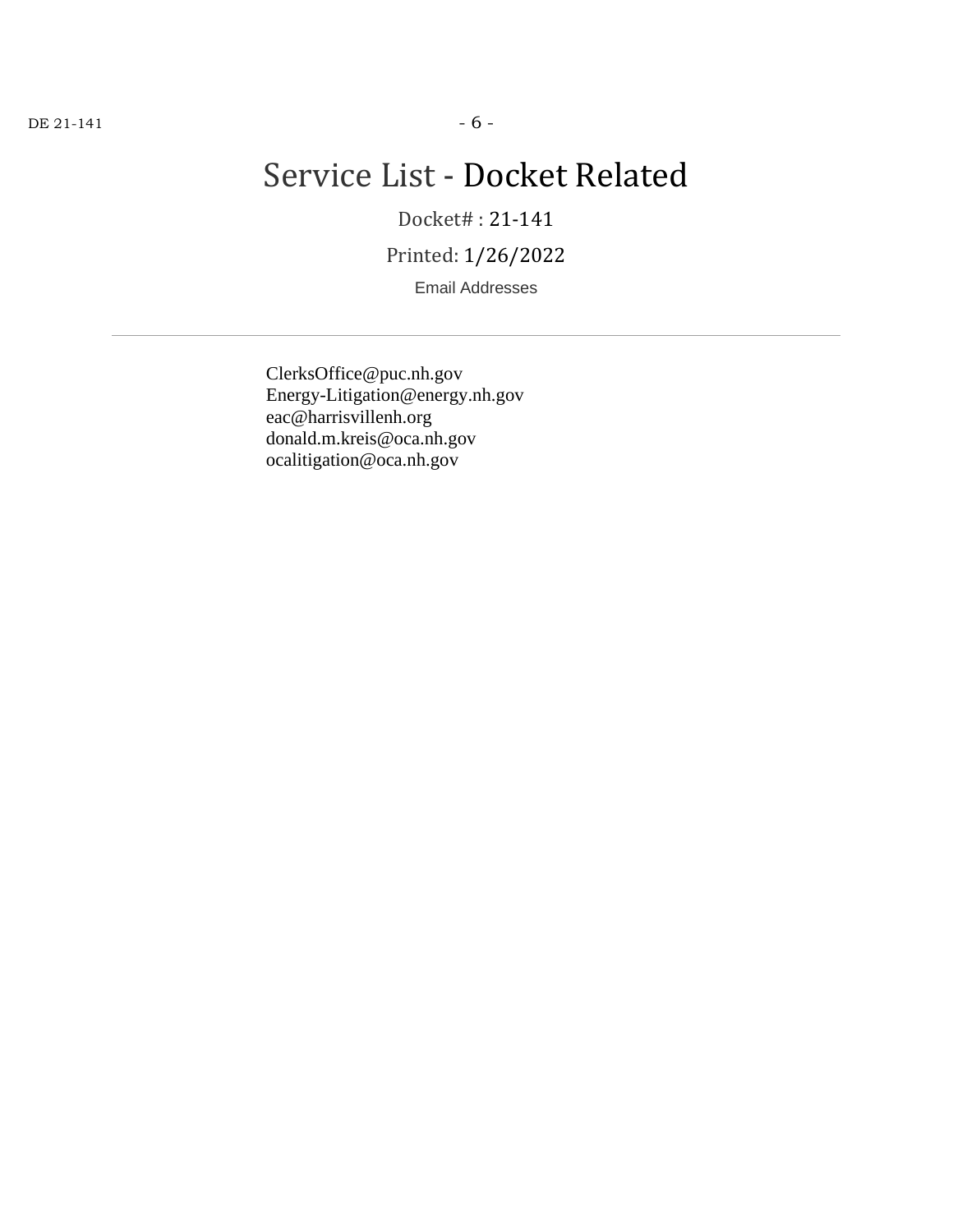# Service List - Docket Related

Docket# : 21-141

Printed: 1/26/2022

Email Addresses

---

ClerksOffice@puc.nh.gov
Energy-Litigation@energy.nh.gov
eac@harrisvillenh.org
donald.m.kreis@oca.nh.gov
ocalitigation@oca.nh.gov